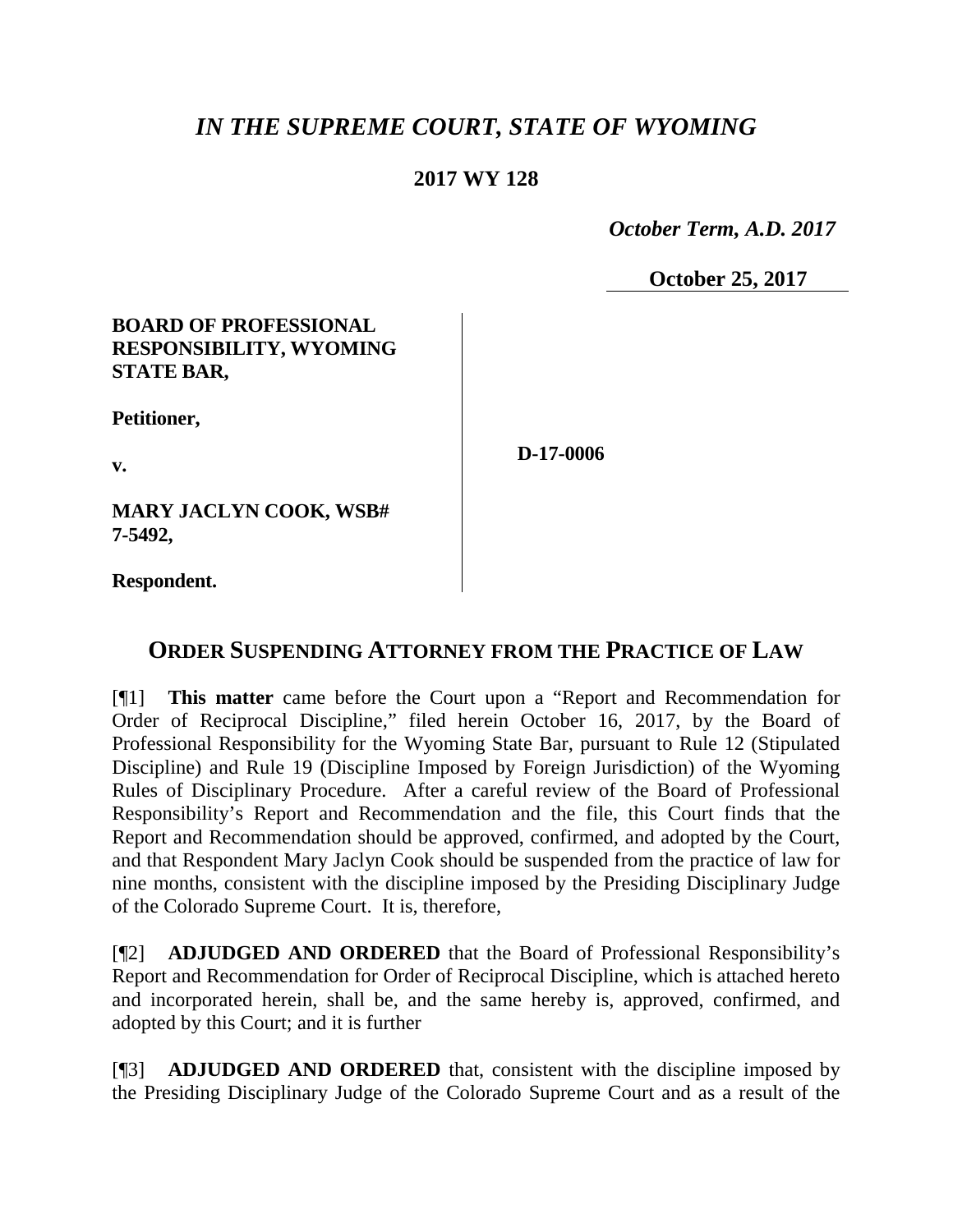# *IN THE SUPREME COURT, STATE OF WYOMING*

**2017 WY 128**

*October Term, A.D. 2017*

**October 25, 2017**

| | |
|---|---|
| **BOARD OF PROFESSIONAL RESPONSIBILITY, WYOMING STATE BAR,**<br><br>**Petitioner,**<br><br>**v.**<br><br>**MARY JACLYN COOK, WSB# 7-5492,**<br><br>**Respondent.** | **D-17-0006** |

## ORDER SUSPENDING ATTORNEY FROM THE PRACTICE OF LAW

[¶1] **This matter** came before the Court upon a "Report and Recommendation for Order of Reciprocal Discipline," filed herein October 16, 2017, by the Board of Professional Responsibility for the Wyoming State Bar, pursuant to Rule 12 (Stipulated Discipline) and Rule 19 (Discipline Imposed by Foreign Jurisdiction) of the Wyoming Rules of Disciplinary Procedure. After a careful review of the Board of Professional Responsibility's Report and Recommendation and the file, this Court finds that the Report and Recommendation should be approved, confirmed, and adopted by the Court, and that Respondent Mary Jaclyn Cook should be suspended from the practice of law for nine months, consistent with the discipline imposed by the Presiding Disciplinary Judge of the Colorado Supreme Court. It is, therefore,

[¶2] **ADJUDGED AND ORDERED** that the Board of Professional Responsibility's Report and Recommendation for Order of Reciprocal Discipline, which is attached hereto and incorporated herein, shall be, and the same hereby is, approved, confirmed, and adopted by this Court; and it is further

[¶3] **ADJUDGED AND ORDERED** that, consistent with the discipline imposed by the Presiding Disciplinary Judge of the Colorado Supreme Court and as a result of the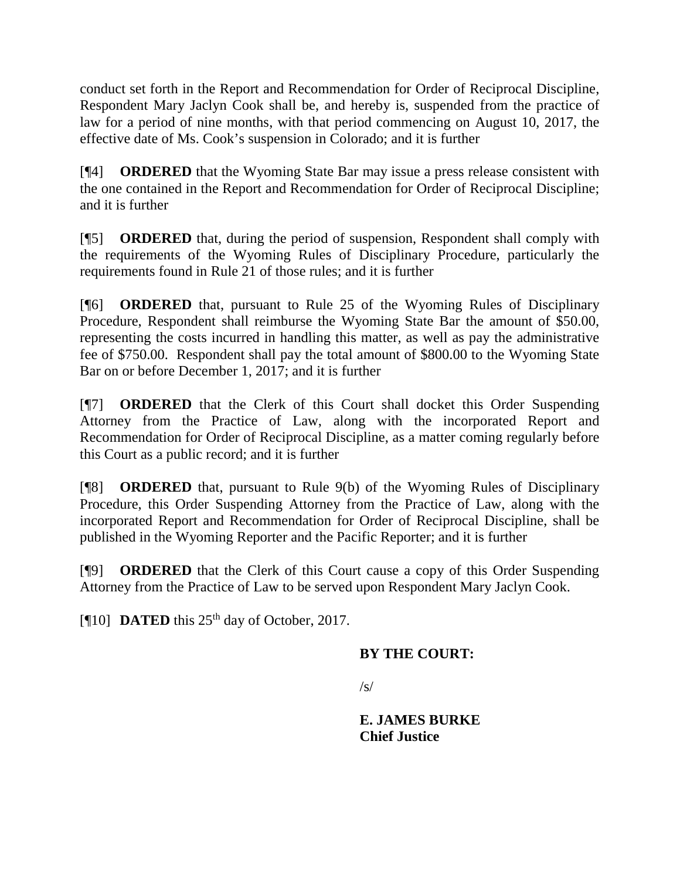conduct set forth in the Report and Recommendation for Order of Reciprocal Discipline, Respondent Mary Jaclyn Cook shall be, and hereby is, suspended from the practice of law for a period of nine months, with that period commencing on August 10, 2017, the effective date of Ms. Cook's suspension in Colorado; and it is further

[¶4] **ORDERED** that the Wyoming State Bar may issue a press release consistent with the one contained in the Report and Recommendation for Order of Reciprocal Discipline; and it is further

[¶5] **ORDERED** that, during the period of suspension, Respondent shall comply with the requirements of the Wyoming Rules of Disciplinary Procedure, particularly the requirements found in Rule 21 of those rules; and it is further

[¶6] **ORDERED** that, pursuant to Rule 25 of the Wyoming Rules of Disciplinary Procedure, Respondent shall reimburse the Wyoming State Bar the amount of $50.00, representing the costs incurred in handling this matter, as well as pay the administrative fee of $750.00. Respondent shall pay the total amount of $800.00 to the Wyoming State Bar on or before December 1, 2017; and it is further

[¶7] **ORDERED** that the Clerk of this Court shall docket this Order Suspending Attorney from the Practice of Law, along with the incorporated Report and Recommendation for Order of Reciprocal Discipline, as a matter coming regularly before this Court as a public record; and it is further

[¶8] **ORDERED** that, pursuant to Rule 9(b) of the Wyoming Rules of Disciplinary Procedure, this Order Suspending Attorney from the Practice of Law, along with the incorporated Report and Recommendation for Order of Reciprocal Discipline, shall be published in the Wyoming Reporter and the Pacific Reporter; and it is further

[¶9] **ORDERED** that the Clerk of this Court cause a copy of this Order Suspending Attorney from the Practice of Law to be served upon Respondent Mary Jaclyn Cook.

[¶10] **DATED** this 25th day of October, 2017.

**BY THE COURT:**

/s/

**E. JAMES BURKE**
**Chief Justice**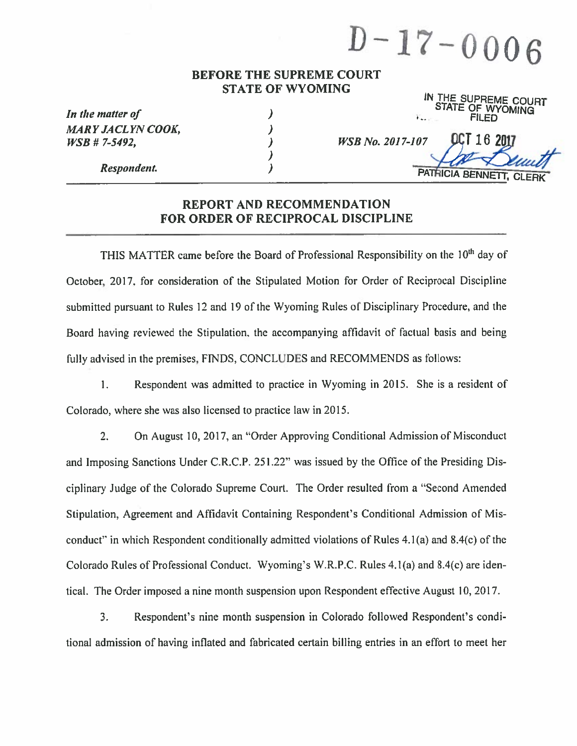# D-17-0006

**BEFORE THE SUPREME COURT**
**STATE OF WYOMING**

IN THE SUPREME COURT
STATE OF WYOMING
FILED

OCT 16 2017

PATRICIA BENNETT, CLERK

| | | |
|---|---|---|
| *In the matter of* | ) | |
| *MARY JACLYN COOK,* | ) | |
| *WSB # 7-5492,* | ) | *WSB No. 2017-107* |
| | ) | |
| *Respondent.* | ) | |

## REPORT AND RECOMMENDATION FOR ORDER OF RECIPROCAL DISCIPLINE

THIS MATTER came before the Board of Professional Responsibility on the 10th day of October, 2017, for consideration of the Stipulated Motion for Order of Reciprocal Discipline submitted pursuant to Rules 12 and 19 of the Wyoming Rules of Disciplinary Procedure, and the Board having reviewed the Stipulation, the accompanying affidavit of factual basis and being fully advised in the premises, FINDS, CONCLUDES and RECOMMENDS as follows:

1. Respondent was admitted to practice in Wyoming in 2015. She is a resident of Colorado, where she was also licensed to practice law in 2015.

2. On August 10, 2017, an "Order Approving Conditional Admission of Misconduct and Imposing Sanctions Under C.R.C.P. 251.22" was issued by the Office of the Presiding Disciplinary Judge of the Colorado Supreme Court. The Order resulted from a "Second Amended Stipulation, Agreement and Affidavit Containing Respondent's Conditional Admission of Misconduct" in which Respondent conditionally admitted violations of Rules 4.1(a) and 8.4(c) of the Colorado Rules of Professional Conduct. Wyoming's W.R.P.C. Rules 4.1(a) and 8.4(c) are identical. The Order imposed a nine month suspension upon Respondent effective August 10, 2017.

3. Respondent's nine month suspension in Colorado followed Respondent's conditional admission of having inflated and fabricated certain billing entries in an effort to meet her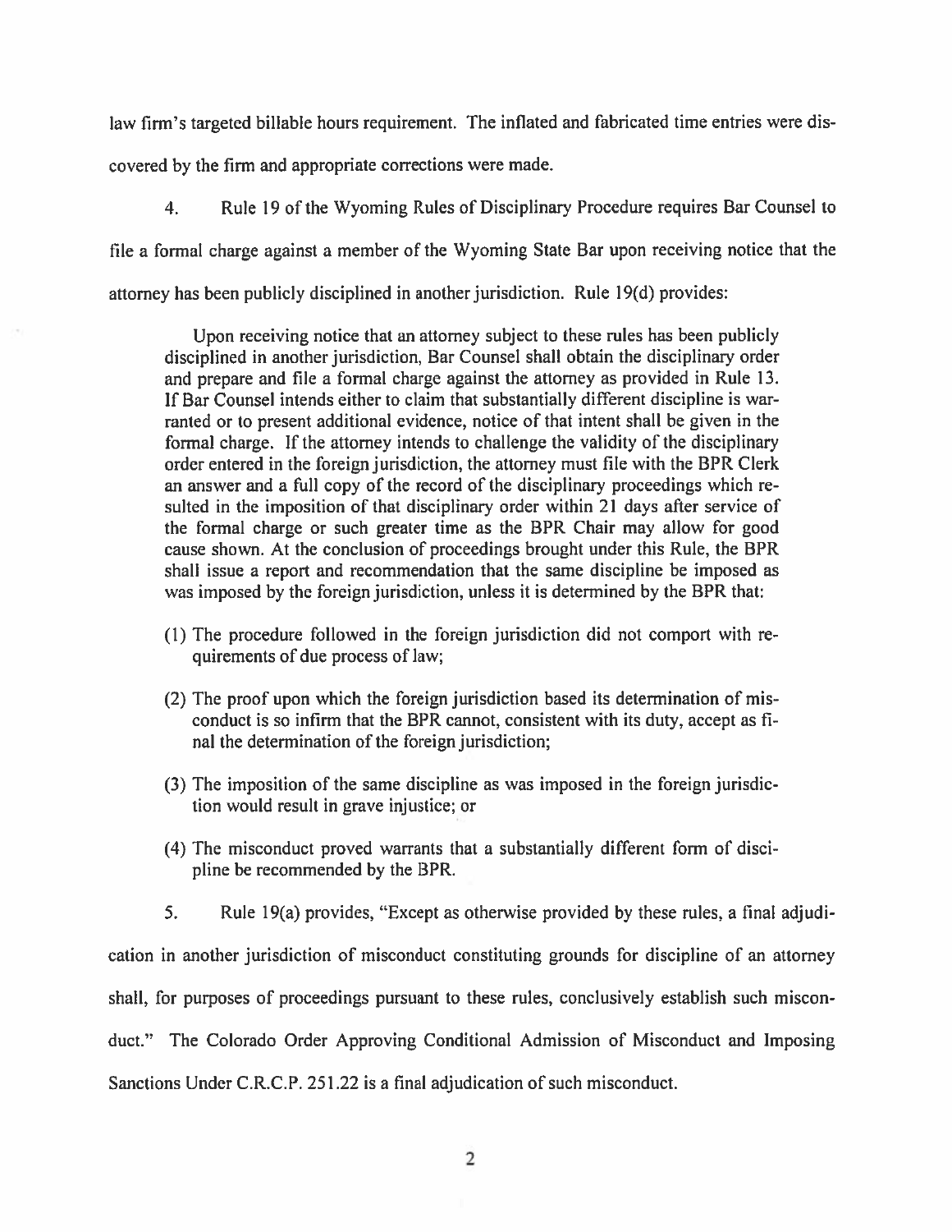law firm's targeted billable hours requirement. The inflated and fabricated time entries were discovered by the firm and appropriate corrections were made.

4. Rule 19 of the Wyoming Rules of Disciplinary Procedure requires Bar Counsel to file a formal charge against a member of the Wyoming State Bar upon receiving notice that the attorney has been publicly disciplined in another jurisdiction. Rule 19(d) provides:

> Upon receiving notice that an attorney subject to these rules has been publicly disciplined in another jurisdiction, Bar Counsel shall obtain the disciplinary order and prepare and file a formal charge against the attorney as provided in Rule 13. If Bar Counsel intends either to claim that substantially different discipline is warranted or to present additional evidence, notice of that intent shall be given in the formal charge. If the attorney intends to challenge the validity of the disciplinary order entered in the foreign jurisdiction, the attorney must file with the BPR Clerk an answer and a full copy of the record of the disciplinary proceedings which resulted in the imposition of that disciplinary order within 21 days after service of the formal charge or such greater time as the BPR Chair may allow for good cause shown. At the conclusion of proceedings brought under this Rule, the BPR shall issue a report and recommendation that the same discipline be imposed as was imposed by the foreign jurisdiction, unless it is determined by the BPR that:
>
> (1) The procedure followed in the foreign jurisdiction did not comport with requirements of due process of law;
>
> (2) The proof upon which the foreign jurisdiction based its determination of misconduct is so infirm that the BPR cannot, consistent with its duty, accept as final the determination of the foreign jurisdiction;
>
> (3) The imposition of the same discipline as was imposed in the foreign jurisdiction would result in grave injustice; or
>
> (4) The misconduct proved warrants that a substantially different form of discipline be recommended by the BPR.

5. Rule 19(a) provides, "Except as otherwise provided by these rules, a final adjudication in another jurisdiction of misconduct constituting grounds for discipline of an attorney shall, for purposes of proceedings pursuant to these rules, conclusively establish such misconduct." The Colorado Order Approving Conditional Admission of Misconduct and Imposing Sanctions Under C.R.C.P. 251.22 is a final adjudication of such misconduct.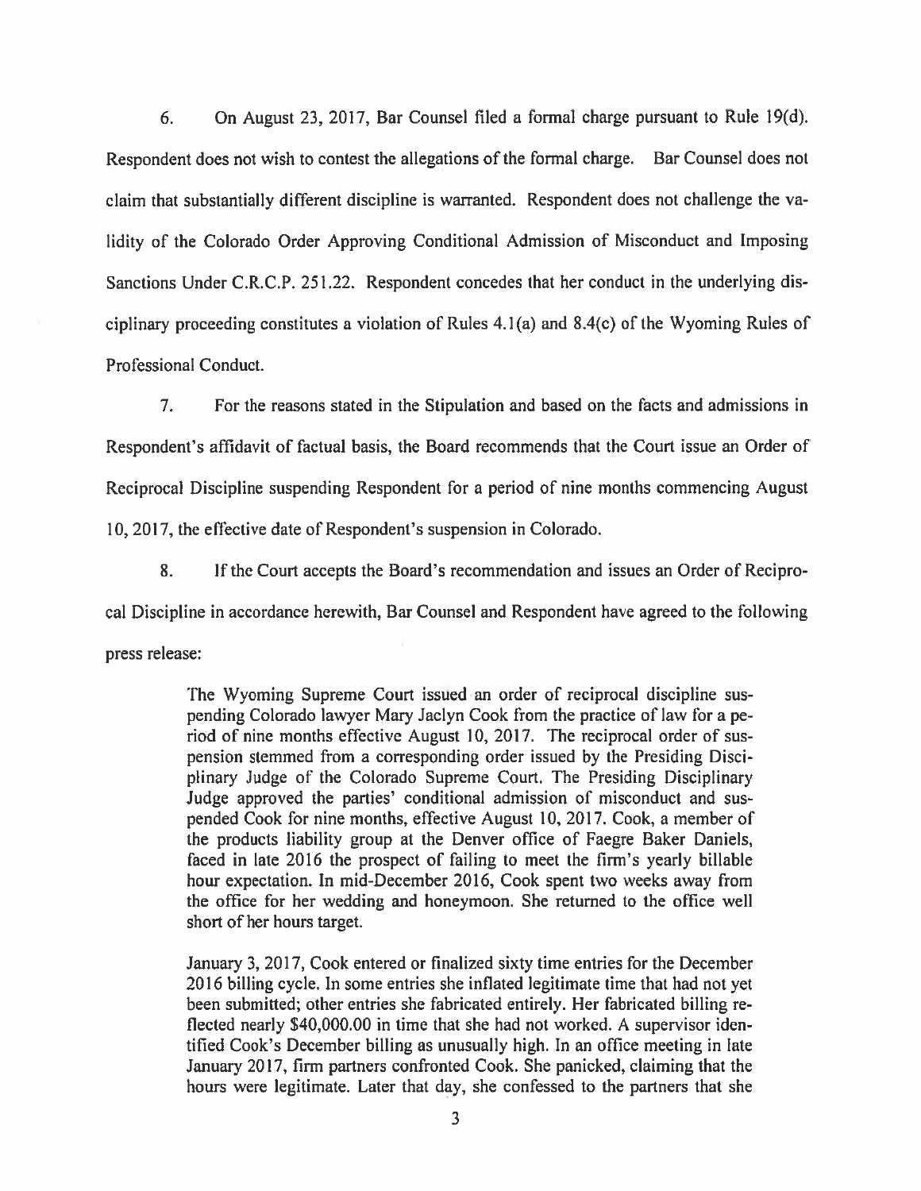6. On August 23, 2017, Bar Counsel filed a formal charge pursuant to Rule 19(d). Respondent does not wish to contest the allegations of the formal charge. Bar Counsel does not claim that substantially different discipline is warranted. Respondent does not challenge the validity of the Colorado Order Approving Conditional Admission of Misconduct and Imposing Sanctions Under C.R.C.P. 251.22. Respondent concedes that her conduct in the underlying disciplinary proceeding constitutes a violation of Rules 4.1(a) and 8.4(c) of the Wyoming Rules of Professional Conduct.

7. For the reasons stated in the Stipulation and based on the facts and admissions in Respondent's affidavit of factual basis, the Board recommends that the Court issue an Order of Reciprocal Discipline suspending Respondent for a period of nine months commencing August 10, 2017, the effective date of Respondent's suspension in Colorado.

8. If the Court accepts the Board's recommendation and issues an Order of Reciprocal Discipline in accordance herewith, Bar Counsel and Respondent have agreed to the following press release:

> The Wyoming Supreme Court issued an order of reciprocal discipline suspending Colorado lawyer Mary Jaclyn Cook from the practice of law for a period of nine months effective August 10, 2017. The reciprocal order of suspension stemmed from a corresponding order issued by the Presiding Disciplinary Judge of the Colorado Supreme Court. The Presiding Disciplinary Judge approved the parties' conditional admission of misconduct and suspended Cook for nine months, effective August 10, 2017. Cook, a member of the products liability group at the Denver office of Faegre Baker Daniels, faced in late 2016 the prospect of failing to meet the firm's yearly billable hour expectation. In mid-December 2016, Cook spent two weeks away from the office for her wedding and honeymoon. She returned to the office well short of her hours target.
>
> January 3, 2017, Cook entered or finalized sixty time entries for the December 2016 billing cycle. In some entries she inflated legitimate time that had not yet been submitted; other entries she fabricated entirely. Her fabricated billing reflected nearly $40,000.00 in time that she had not worked. A supervisor identified Cook's December billing as unusually high. In an office meeting in late January 2017, firm partners confronted Cook. She panicked, claiming that the hours were legitimate. Later that day, she confessed to the partners that she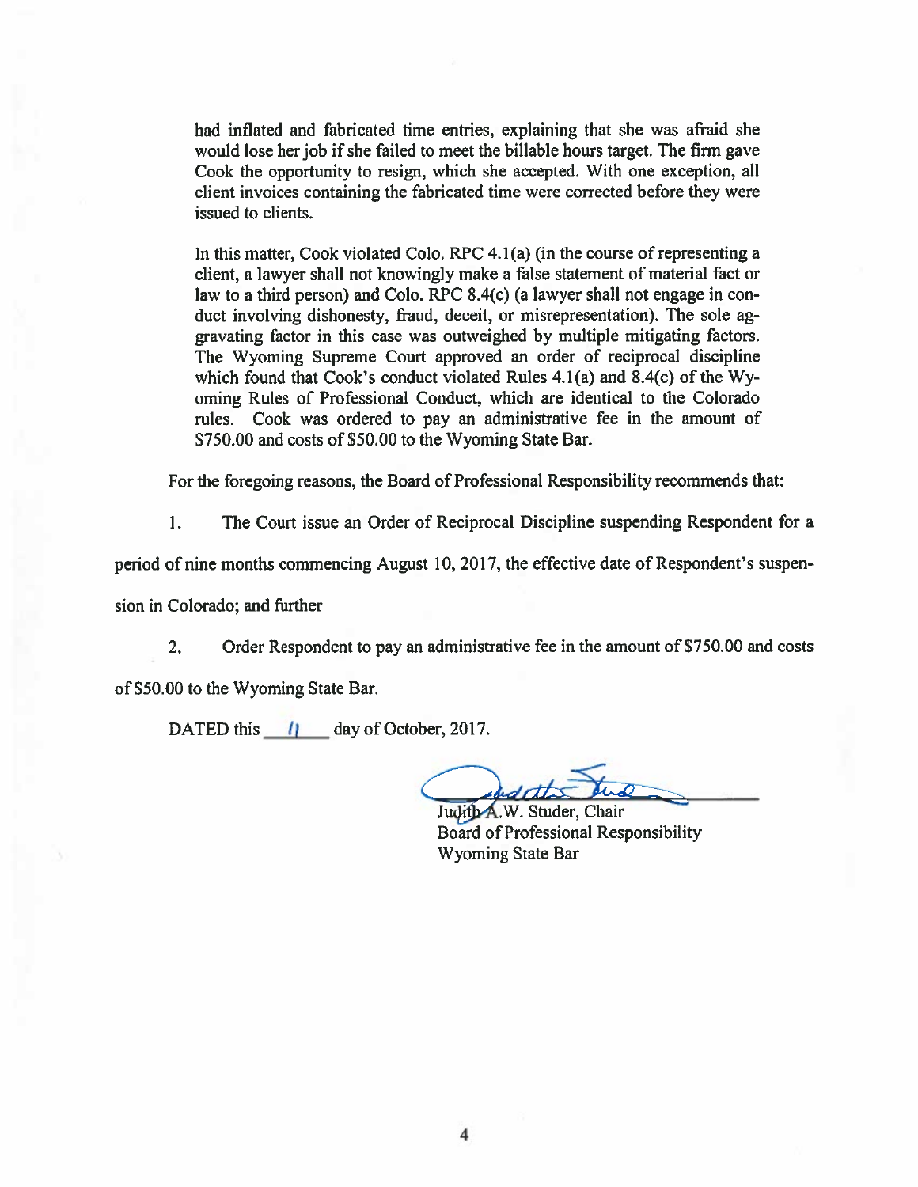> had inflated and fabricated time entries, explaining that she was afraid she would lose her job if she failed to meet the billable hours target. The firm gave Cook the opportunity to resign, which she accepted. With one exception, all client invoices containing the fabricated time were corrected before they were issued to clients.
>
> In this matter, Cook violated Colo. RPC 4.1(a) (in the course of representing a client, a lawyer shall not knowingly make a false statement of material fact or law to a third person) and Colo. RPC 8.4(c) (a lawyer shall not engage in conduct involving dishonesty, fraud, deceit, or misrepresentation). The sole aggravating factor in this case was outweighed by multiple mitigating factors. The Wyoming Supreme Court approved an order of reciprocal discipline which found that Cook's conduct violated Rules 4.1(a) and 8.4(c) of the Wyoming Rules of Professional Conduct, which are identical to the Colorado rules. Cook was ordered to pay an administrative fee in the amount of $750.00 and costs of $50.00 to the Wyoming State Bar.

For the foregoing reasons, the Board of Professional Responsibility recommends that:

1. The Court issue an Order of Reciprocal Discipline suspending Respondent for a period of nine months commencing August 10, 2017, the effective date of Respondent's suspension in Colorado; and further

2. Order Respondent to pay an administrative fee in the amount of $750.00 and costs of $50.00 to the Wyoming State Bar.

DATED this 11 day of October, 2017.

Judith A.W. Studer, Chair
Board of Professional Responsibility
Wyoming State Bar